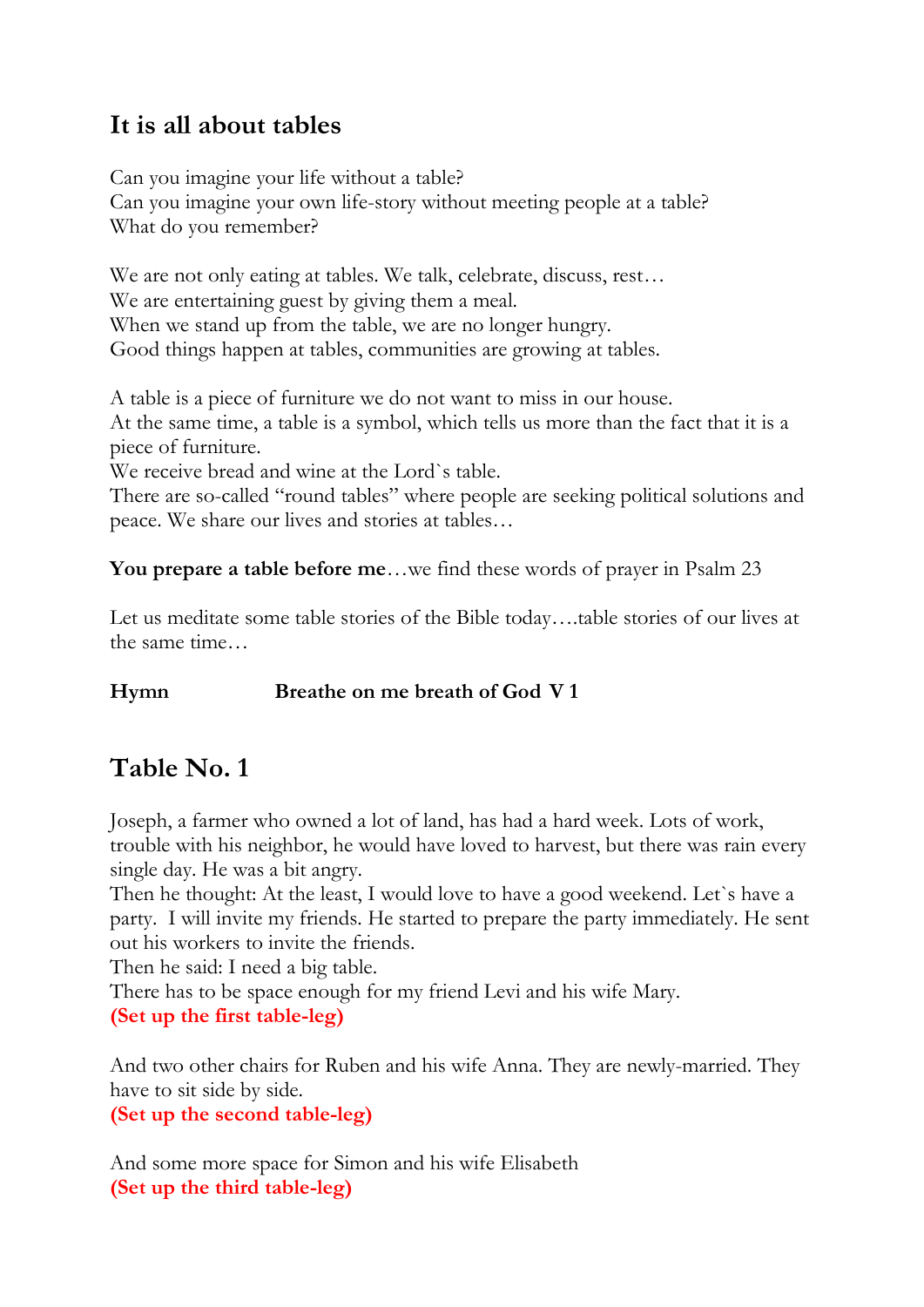## It is all about tables

Can you imagine your life without a table?
Can you imagine your own life-story without meeting people at a table?
What do you remember?

We are not only eating at tables. We talk, celebrate, discuss, rest…
We are entertaining guest by giving them a meal.
When we stand up from the table, we are no longer hungry.
Good things happen at tables, communities are growing at tables.

A table is a piece of furniture we do not want to miss in our house.
At the same time, a table is a symbol, which tells us more than the fact that it is a piece of furniture.
We receive bread and wine at the Lord`s table.
There are so-called "round tables" where people are seeking political solutions and peace. We share our lives and stories at tables…

**You prepare a table before me**…we find these words of prayer in Psalm 23

Let us meditate some table stories of the Bible today….table stories of our lives at the same time…

**Hymn** **Breathe on me breath of God V 1**

## Table No. 1

Joseph, a farmer who owned a lot of land, has had a hard week. Lots of work, trouble with his neighbor, he would have loved to harvest, but there was rain every single day. He was a bit angry.
Then he thought: At the least, I would love to have a good weekend. Let`s have a party. I will invite my friends. He started to prepare the party immediately. He sent out his workers to invite the friends.
Then he said: I need a big table.
There has to be space enough for my friend Levi and his wife Mary.
**(Set up the first table-leg)**

And two other chairs for Ruben and his wife Anna. They are newly-married. They have to sit side by side.
**(Set up the second table-leg)**

And some more space for Simon and his wife Elisabeth
**(Set up the third table-leg)**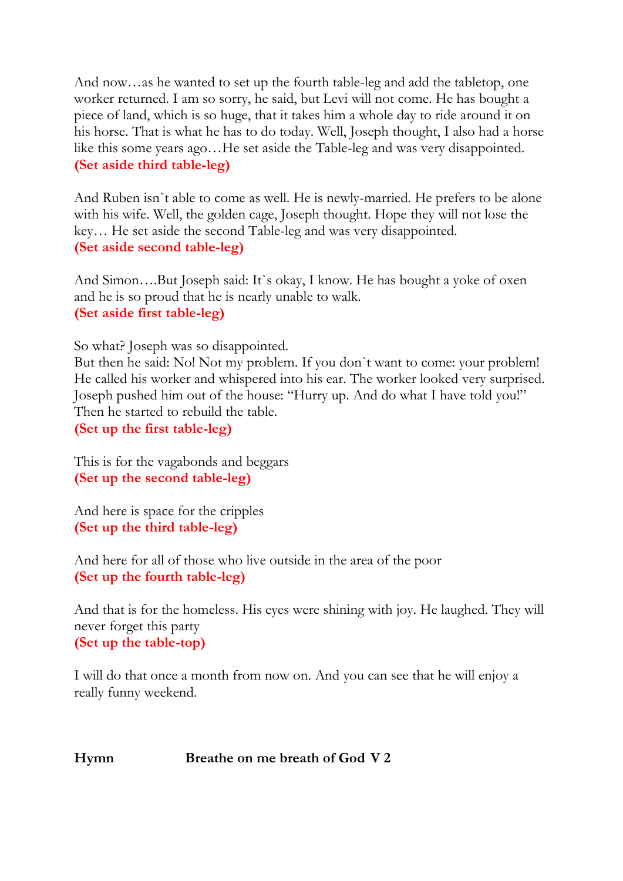And now…as he wanted to set up the fourth table-leg and add the tabletop, one worker returned. I am so sorry, he said, but Levi will not come. He has bought a piece of land, which is so huge, that it takes him a whole day to ride around it on his horse. That is what he has to do today. Well, Joseph thought, I also had a horse like this some years ago…He set aside the Table-leg and was very disappointed.
**(Set aside third table-leg)**

And Ruben isn`t able to come as well. He is newly-married. He prefers to be alone with his wife. Well, the golden cage, Joseph thought. Hope they will not lose the key… He set aside the second Table-leg and was very disappointed.
**(Set aside second table-leg)**

And Simon….But Joseph said: It`s okay, I know. He has bought a yoke of oxen and he is so proud that he is nearly unable to walk.
**(Set aside first table-leg)**

So what? Joseph was so disappointed.
But then he said: No! Not my problem. If you don`t want to come: your problem! He called his worker and whispered into his ear. The worker looked very surprised. Joseph pushed him out of the house: "Hurry up. And do what I have told you!" Then he started to rebuild the table.
**(Set up the first table-leg)**

This is for the vagabonds and beggars
**(Set up the second table-leg)**

And here is space for the cripples
**(Set up the third table-leg)**

And here for all of those who live outside in the area of the poor
**(Set up the fourth table-leg)**

And that is for the homeless. His eyes were shining with joy. He laughed. They will never forget this party
**(Set up the table-top)**

I will do that once a month from now on. And you can see that he will enjoy a really funny weekend.

**Hymn** **Breathe on me breath of God V 2**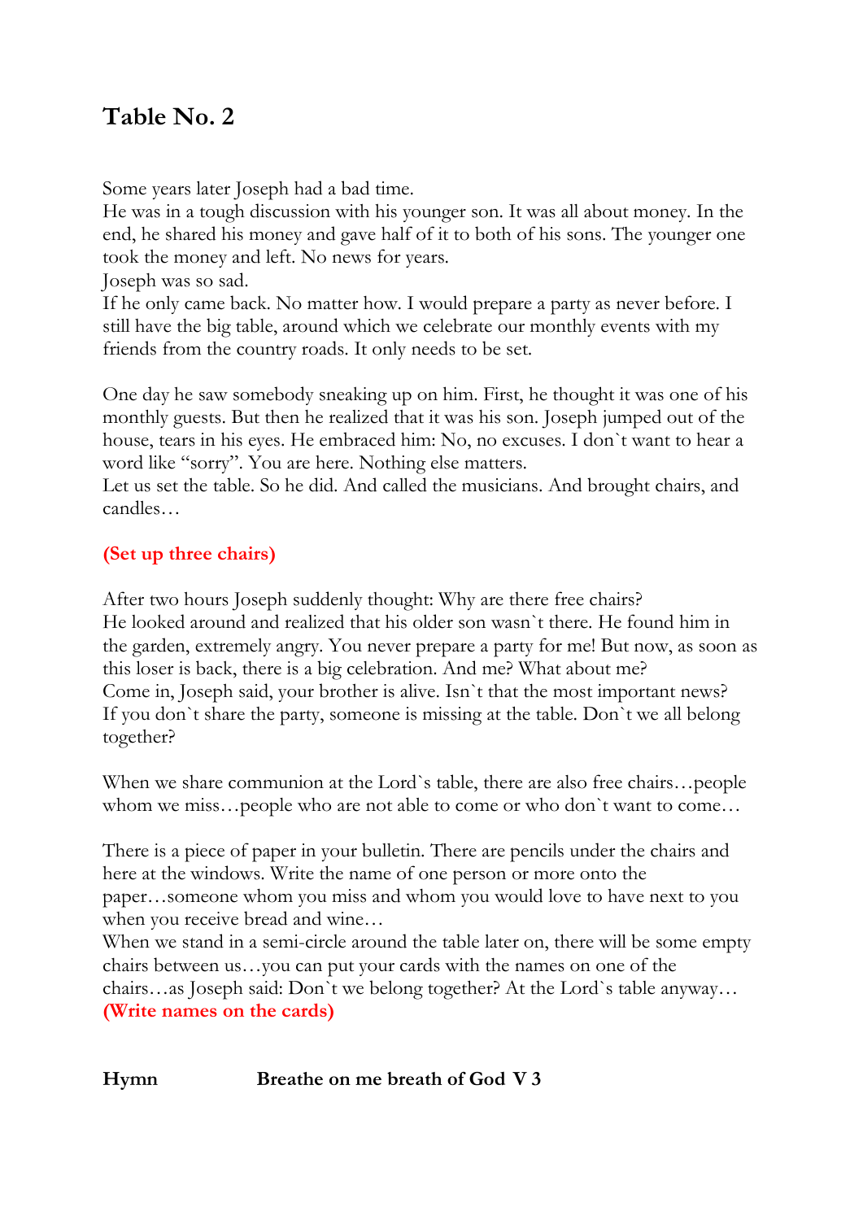# Table No. 2

Some years later Joseph had a bad time.
He was in a tough discussion with his younger son. It was all about money. In the end, he shared his money and gave half of it to both of his sons. The younger one took the money and left. No news for years.
Joseph was so sad.
If he only came back. No matter how. I would prepare a party as never before. I still have the big table, around which we celebrate our monthly events with my friends from the country roads. It only needs to be set.

One day he saw somebody sneaking up on him. First, he thought it was one of his monthly guests. But then he realized that it was his son. Joseph jumped out of the house, tears in his eyes. He embraced him: No, no excuses. I don`t want to hear a word like "sorry". You are here. Nothing else matters.
Let us set the table. So he did. And called the musicians. And brought chairs, and candles…

**(Set up three chairs)**

After two hours Joseph suddenly thought: Why are there free chairs?
He looked around and realized that his older son wasn`t there. He found him in the garden, extremely angry. You never prepare a party for me! But now, as soon as this loser is back, there is a big celebration. And me? What about me?
Come in, Joseph said, your brother is alive. Isn`t that the most important news? If you don`t share the party, someone is missing at the table. Don`t we all belong together?

When we share communion at the Lord`s table, there are also free chairs…people whom we miss…people who are not able to come or who don`t want to come…

There is a piece of paper in your bulletin. There are pencils under the chairs and here at the windows. Write the name of one person or more onto the paper…someone whom you miss and whom you would love to have next to you when you receive bread and wine…
When we stand in a semi-circle around the table later on, there will be some empty chairs between us…you can put your cards with the names on one of the chairs…as Joseph said: Don`t we belong together? At the Lord`s table anyway…
**(Write names on the cards)**

**Hymn** **Breathe on me breath of God V 3**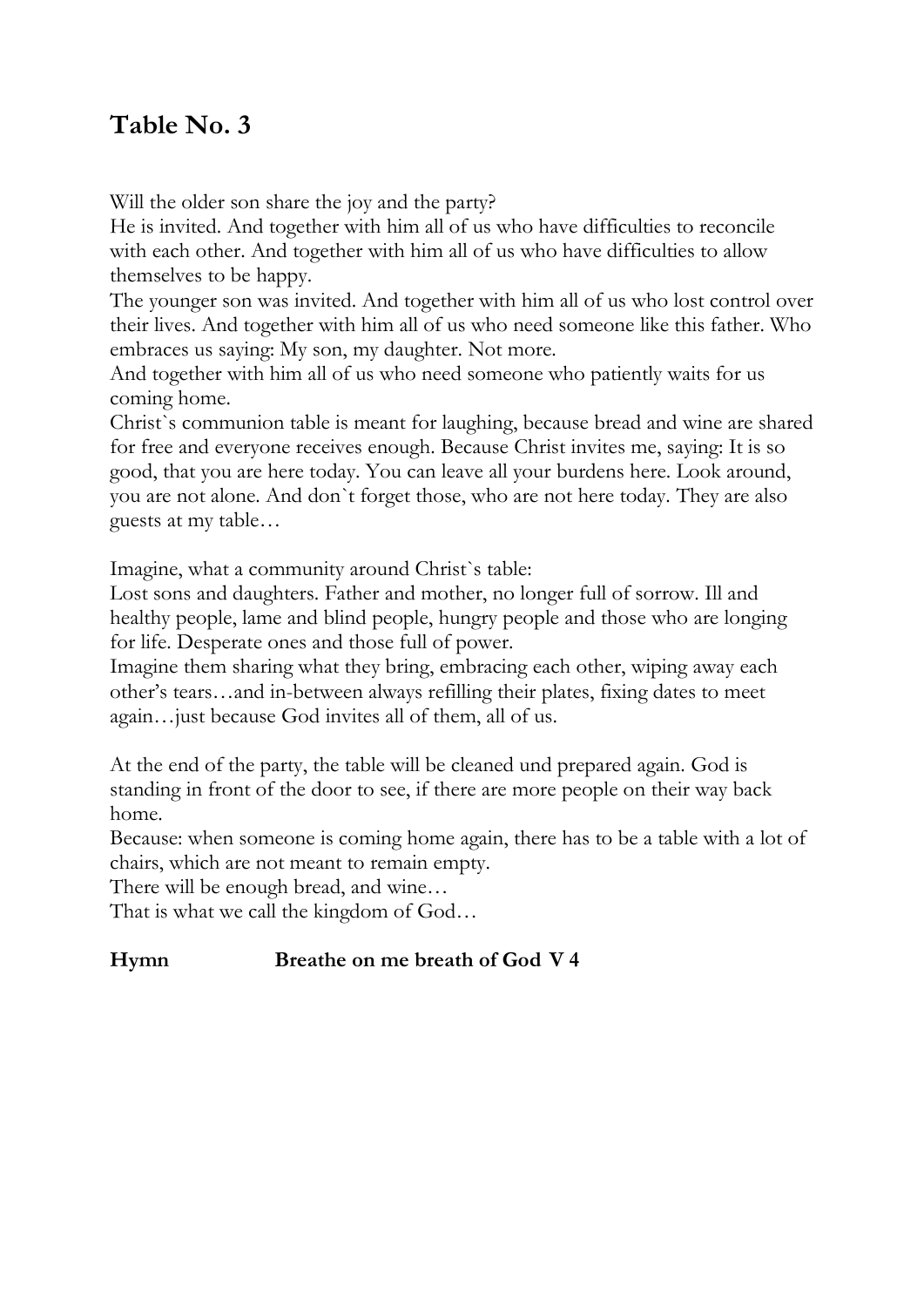# Table No. 3

Will the older son share the joy and the party?
He is invited. And together with him all of us who have difficulties to reconcile with each other. And together with him all of us who have difficulties to allow themselves to be happy.
The younger son was invited. And together with him all of us who lost control over their lives. And together with him all of us who need someone like this father. Who embraces us saying: My son, my daughter. Not more.
And together with him all of us who need someone who patiently waits for us coming home.
Christ`s communion table is meant for laughing, because bread and wine are shared for free and everyone receives enough. Because Christ invites me, saying: It is so good, that you are here today. You can leave all your burdens here. Look around, you are not alone. And don`t forget those, who are not here today. They are also guests at my table…

Imagine, what a community around Christ`s table:
Lost sons and daughters. Father and mother, no longer full of sorrow. Ill and healthy people, lame and blind people, hungry people and those who are longing for life. Desperate ones and those full of power.
Imagine them sharing what they bring, embracing each other, wiping away each other's tears…and in-between always refilling their plates, fixing dates to meet again…just because God invites all of them, all of us.

At the end of the party, the table will be cleaned und prepared again. God is standing in front of the door to see, if there are more people on their way back home.
Because: when someone is coming home again, there has to be a table with a lot of chairs, which are not meant to remain empty.
There will be enough bread, and wine…
That is what we call the kingdom of God…

**Hymn Breathe on me breath of God V 4**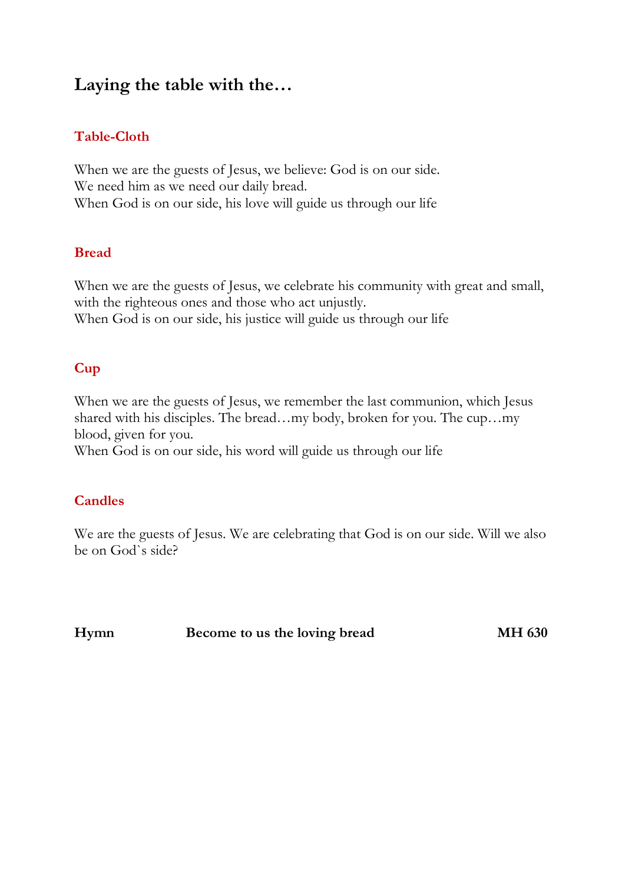## Laying the table with the…

### Table-Cloth

When we are the guests of Jesus, we believe: God is on our side.
We need him as we need our daily bread.
When God is on our side, his love will guide us through our life

### Bread

When we are the guests of Jesus, we celebrate his community with great and small, with the righteous ones and those who act unjustly.
When God is on our side, his justice will guide us through our life

### Cup

When we are the guests of Jesus, we remember the last communion, which Jesus shared with his disciples. The bread…my body, broken for you. The cup…my blood, given for you.
When God is on our side, his word will guide us through our life

### Candles

We are the guests of Jesus. We are celebrating that God is on our side. Will we also be on God`s side?

**Hymn** **Become to us the loving bread** **MH 630**